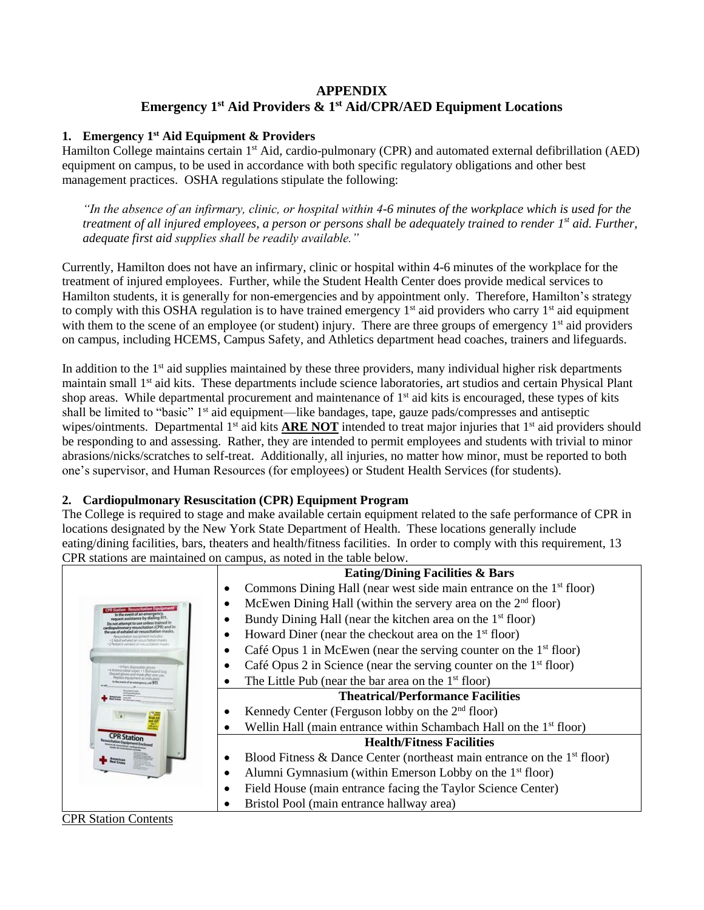# APPENDIX

## Emergency 1st Aid Providers & 1st Aid/CPR/AED Equipment Locations

### 1. Emergency 1st Aid Equipment & Providers

Hamilton College maintains certain 1st Aid, cardio-pulmonary (CPR) and automated external defibrillation (AED) equipment on campus, to be used in accordance with both specific regulatory obligations and other best management practices. OSHA regulations stipulate the following:

> *"In the absence of an infirmary, clinic, or hospital within 4-6 minutes of the workplace which is used for the treatment of all injured employees, a person or persons shall be adequately trained to render 1st aid. Further, adequate first aid supplies shall be readily available."*

Currently, Hamilton does not have an infirmary, clinic or hospital within 4-6 minutes of the workplace for the treatment of injured employees. Further, while the Student Health Center does provide medical services to Hamilton students, it is generally for non-emergencies and by appointment only. Therefore, Hamilton's strategy to comply with this OSHA regulation is to have trained emergency 1st aid providers who carry 1st aid equipment with them to the scene of an employee (or student) injury. There are three groups of emergency 1st aid providers on campus, including HCEMS, Campus Safety, and Athletics department head coaches, trainers and lifeguards.

In addition to the 1st aid supplies maintained by these three providers, many individual higher risk departments maintain small 1st aid kits. These departments include science laboratories, art studios and certain Physical Plant shop areas. While departmental procurement and maintenance of 1st aid kits is encouraged, these types of kits shall be limited to "basic" 1st aid equipment—like bandages, tape, gauze pads/compresses and antiseptic wipes/ointments. Departmental 1st aid kits **ARE NOT** intended to treat major injuries that 1st aid providers should be responding to and assessing. Rather, they are intended to permit employees and students with trivial to minor abrasions/nicks/scratches to self-treat. Additionally, all injuries, no matter how minor, must be reported to both one's supervisor, and Human Resources (for employees) or Student Health Services (for students).

### 2. Cardiopulmonary Resuscitation (CPR) Equipment Program

The College is required to stage and make available certain equipment related to the safe performance of CPR in locations designated by the New York State Department of Health. These locations generally include eating/dining facilities, bars, theaters and health/fitness facilities. In order to comply with this requirement, 13 CPR stations are maintained on campus, as noted in the table below.

| | Locations |
|---|---|
| | **Eating/Dining Facilities & Bars** |
| | • Commons Dining Hall (near west side main entrance on the 1st floor)<br>• McEwen Dining Hall (within the servery area on the 2nd floor)<br>• Bundy Dining Hall (near the kitchen area on the 1st floor)<br>• Howard Diner (near the checkout area on the 1st floor)<br>• Café Opus 1 in McEwen (near the serving counter on the 1st floor)<br>• Café Opus 2 in Science (near the serving counter on the 1st floor)<br>• The Little Pub (near the bar area on the 1st floor) |
| | **Theatrical/Performance Facilities** |
| | • Kennedy Center (Ferguson lobby on the 2nd floor)<br>• Wellin Hall (main entrance within Schambach Hall on the 1st floor) |
| | **Health/Fitness Facilities** |
| | • Blood Fitness & Dance Center (northeast main entrance on the 1st floor)<br>• Alumni Gymnasium (within Emerson Lobby on the 1st floor)<br>• Field House (main entrance facing the Taylor Science Center)<br>• Bristol Pool (main entrance hallway area) |

CPR Station Contents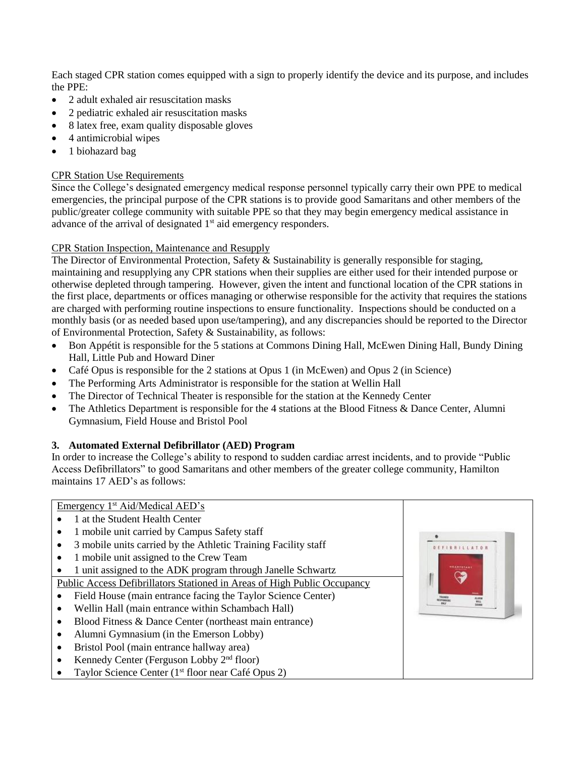Each staged CPR station comes equipped with a sign to properly identify the device and its purpose, and includes the PPE:

- 2 adult exhaled air resuscitation masks
- 2 pediatric exhaled air resuscitation masks
- 8 latex free, exam quality disposable gloves
- 4 antimicrobial wipes
- 1 biohazard bag

CPR Station Use Requirements

Since the College's designated emergency medical response personnel typically carry their own PPE to medical emergencies, the principal purpose of the CPR stations is to provide good Samaritans and other members of the public/greater college community with suitable PPE so that they may begin emergency medical assistance in advance of the arrival of designated 1st aid emergency responders.

CPR Station Inspection, Maintenance and Resupply

The Director of Environmental Protection, Safety & Sustainability is generally responsible for staging, maintaining and resupplying any CPR stations when their supplies are either used for their intended purpose or otherwise depleted through tampering. However, given the intent and functional location of the CPR stations in the first place, departments or offices managing or otherwise responsible for the activity that requires the stations are charged with performing routine inspections to ensure functionality. Inspections should be conducted on a monthly basis (or as needed based upon use/tampering), and any discrepancies should be reported to the Director of Environmental Protection, Safety & Sustainability, as follows:

- Bon Appétit is responsible for the 5 stations at Commons Dining Hall, McEwen Dining Hall, Bundy Dining Hall, Little Pub and Howard Diner
- Café Opus is responsible for the 2 stations at Opus 1 (in McEwen) and Opus 2 (in Science)
- The Performing Arts Administrator is responsible for the station at Wellin Hall
- The Director of Technical Theater is responsible for the station at the Kennedy Center
- The Athletics Department is responsible for the 4 stations at the Blood Fitness & Dance Center, Alumni Gymnasium, Field House and Bristol Pool

### 3. Automated External Defibrillator (AED) Program

In order to increase the College's ability to respond to sudden cardiac arrest incidents, and to provide "Public Access Defibrillators" to good Samaritans and other members of the greater college community, Hamilton maintains 17 AED's as follows:

Emergency 1st Aid/Medical AED's

- 1 at the Student Health Center
- 1 mobile unit carried by Campus Safety staff
- 3 mobile units carried by the Athletic Training Facility staff
- 1 mobile unit assigned to the Crew Team
- 1 unit assigned to the ADK program through Janelle Schwartz

Public Access Defibrillators Stationed in Areas of High Public Occupancy

- Field House (main entrance facing the Taylor Science Center)
- Wellin Hall (main entrance within Schambach Hall)
- Blood Fitness & Dance Center (northeast main entrance)
- Alumni Gymnasium (in the Emerson Lobby)
- Bristol Pool (main entrance hallway area)
- Kennedy Center (Ferguson Lobby 2nd floor)
- Taylor Science Center (1st floor near Café Opus 2)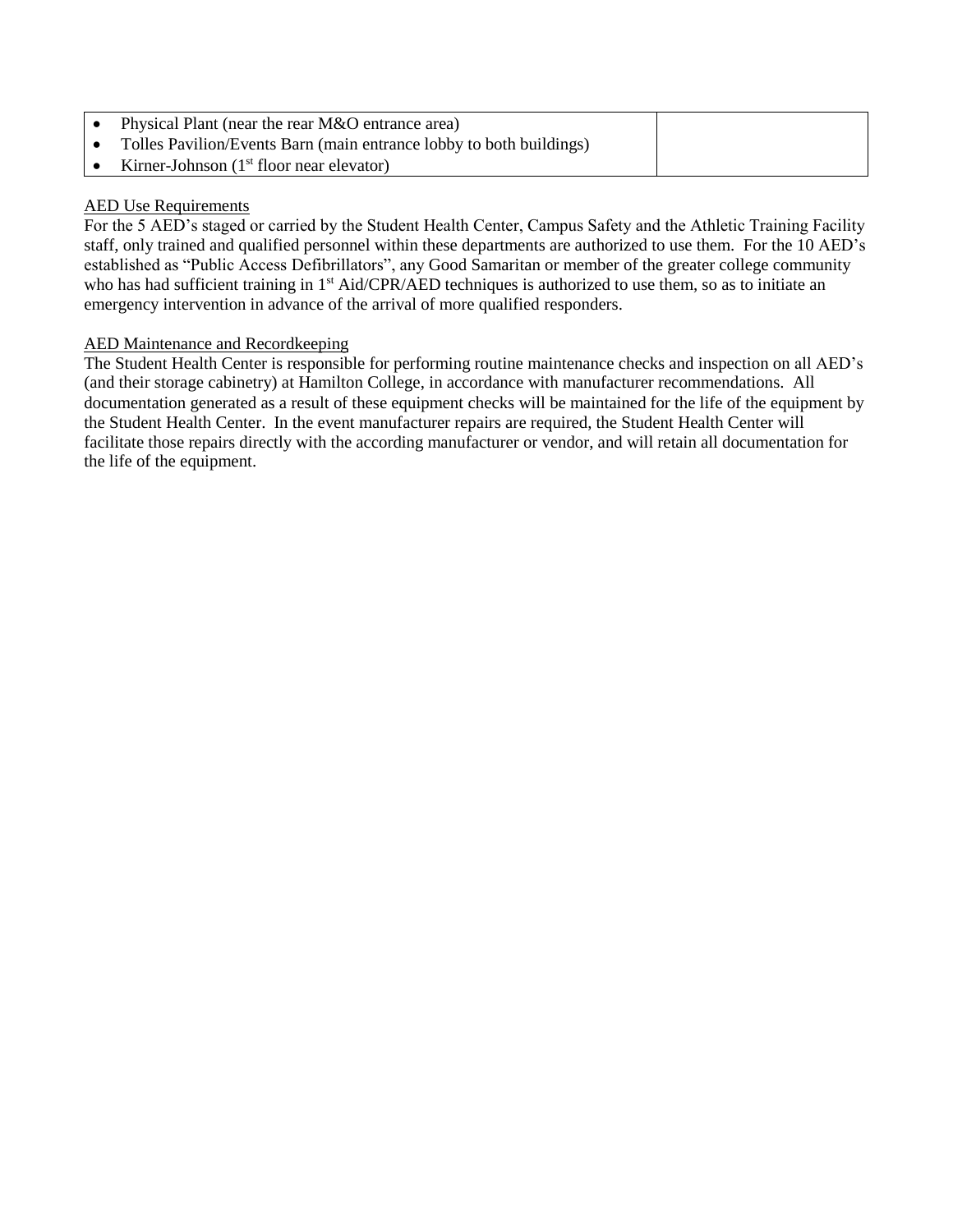| | |
|---|---|
| • Physical Plant (near the rear M&O entrance area)<br>• Tolles Pavilion/Events Barn (main entrance lobby to both buildings)<br>• Kirner-Johnson (1st floor near elevator) | |

AED Use Requirements

For the 5 AED's staged or carried by the Student Health Center, Campus Safety and the Athletic Training Facility staff, only trained and qualified personnel within these departments are authorized to use them. For the 10 AED's established as "Public Access Defibrillators", any Good Samaritan or member of the greater college community who has had sufficient training in 1st Aid/CPR/AED techniques is authorized to use them, so as to initiate an emergency intervention in advance of the arrival of more qualified responders.

AED Maintenance and Recordkeeping

The Student Health Center is responsible for performing routine maintenance checks and inspection on all AED's (and their storage cabinetry) at Hamilton College, in accordance with manufacturer recommendations. All documentation generated as a result of these equipment checks will be maintained for the life of the equipment by the Student Health Center. In the event manufacturer repairs are required, the Student Health Center will facilitate those repairs directly with the according manufacturer or vendor, and will retain all documentation for the life of the equipment.